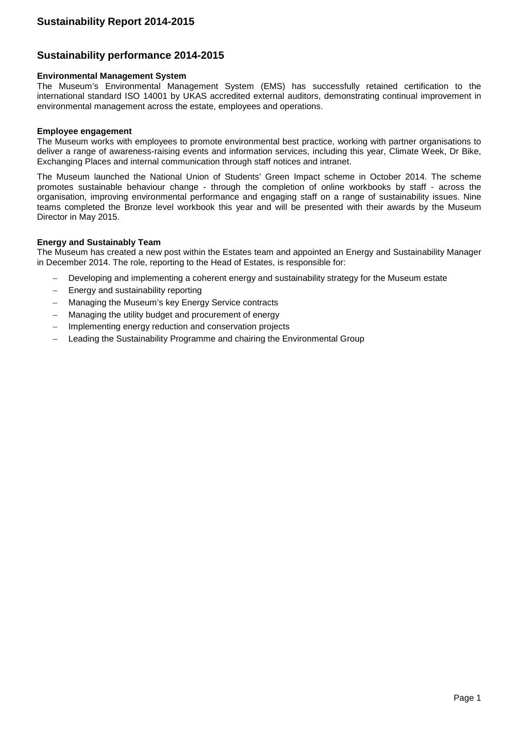# Sustainability Report 2014-2015

## Sustainability performance 2014-2015

**Environmental Management System**

The Museum's Environmental Management System (EMS) has successfully retained certification to the international standard ISO 14001 by UKAS accredited external auditors, demonstrating continual improvement in environmental management across the estate, employees and operations.

**Employee engagement**

The Museum works with employees to promote environmental best practice, working with partner organisations to deliver a range of awareness-raising events and information services, including this year, Climate Week, Dr Bike, Exchanging Places and internal communication through staff notices and intranet.

The Museum launched the National Union of Students' Green Impact scheme in October 2014. The scheme promotes sustainable behaviour change - through the completion of online workbooks by staff - across the organisation, improving environmental performance and engaging staff on a range of sustainability issues. Nine teams completed the Bronze level workbook this year and will be presented with their awards by the Museum Director in May 2015.

**Energy and Sustainably Team**

The Museum has created a new post within the Estates team and appointed an Energy and Sustainability Manager in December 2014. The role, reporting to the Head of Estates, is responsible for:

- Developing and implementing a coherent energy and sustainability strategy for the Museum estate
- Energy and sustainability reporting
- Managing the Museum's key Energy Service contracts
- Managing the utility budget and procurement of energy
- Implementing energy reduction and conservation projects
- Leading the Sustainability Programme and chairing the Environmental Group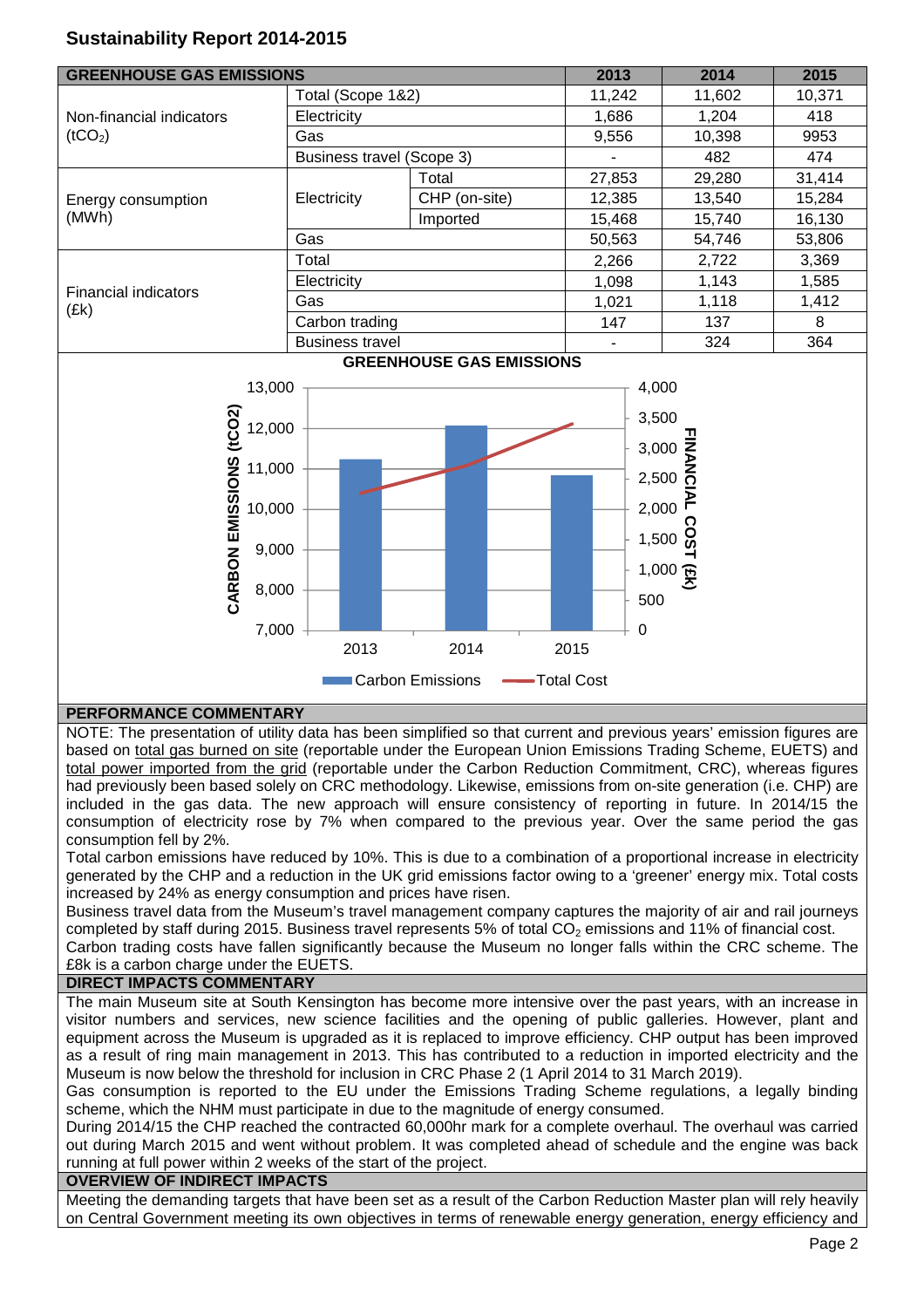# Sustainability Report 2014-2015

| GREENHOUSE GAS EMISSIONS | | | 2013 | 2014 | 2015 |
|---|---|---|---|---|---|
| Non-financial indicators ($tCO_2$) | Total (Scope 1&2) | | 11,242 | 11,602 | 10,371 |
| | Electricity | | 1,686 | 1,204 | 418 |
| | Gas | | 9,556 | 10,398 | 9953 |
| | Business travel (Scope 3) | | - | 482 | 474 |
| Energy consumption (MWh) | Electricity | Total | 27,853 | 29,280 | 31,414 |
| | | CHP (on-site) | 12,385 | 13,540 | 15,284 |
| | | Imported | 15,468 | 15,740 | 16,130 |
| | Gas | | 50,563 | 54,746 | 53,806 |
| Financial indicators (£k) | Total | | 2,266 | 2,722 | 3,369 |
| | Electricity | | 1,098 | 1,143 | 1,585 |
| | Gas | | 1,021 | 1,118 | 1,412 |
| | Carbon trading | | 147 | 137 | 8 |
| | Business travel | | - | 324 | 364 |

**GREENHOUSE GAS EMISSIONS**

[Chart: Carbon Emissions (tCO2) bars for 2013, 2014, 2015 with Total Cost (£k) line; left axis CARBON EMISSIONS (tCO2) 7,000–13,000; right axis FINANCIAL COST (£k) 0–4,000]

## PERFORMANCE COMMENTARY

NOTE: The presentation of utility data has been simplified so that current and previous years' emission figures are based on total gas burned on site (reportable under the European Union Emissions Trading Scheme, EUETS) and total power imported from the grid (reportable under the Carbon Reduction Commitment, CRC), whereas figures had previously been based solely on CRC methodology. Likewise, emissions from on-site generation (i.e. CHP) are included in the gas data. The new approach will ensure consistency of reporting in future. In 2014/15 the consumption of electricity rose by 7% when compared to the previous year. Over the same period the gas consumption fell by 2%.

Total carbon emissions have reduced by 10%. This is due to a combination of a proportional increase in electricity generated by the CHP and a reduction in the UK grid emissions factor owing to a 'greener' energy mix. Total costs increased by 24% as energy consumption and prices have risen.

Business travel data from the Museum's travel management company captures the majority of air and rail journeys completed by staff during 2015. Business travel represents 5% of total $CO_2$ emissions and 11% of financial cost.

Carbon trading costs have fallen significantly because the Museum no longer falls within the CRC scheme. The £8k is a carbon charge under the EUETS.

## DIRECT IMPACTS COMMENTARY

The main Museum site at South Kensington has become more intensive over the past years, with an increase in visitor numbers and services, new science facilities and the opening of public galleries. However, plant and equipment across the Museum is upgraded as it is replaced to improve efficiency. CHP output has been improved as a result of ring main management in 2013. This has contributed to a reduction in imported electricity and the Museum is now below the threshold for inclusion in CRC Phase 2 (1 April 2014 to 31 March 2019).

Gas consumption is reported to the EU under the Emissions Trading Scheme regulations, a legally binding scheme, which the NHM must participate in due to the magnitude of energy consumed.

During 2014/15 the CHP reached the contracted 60,000hr mark for a complete overhaul. The overhaul was carried out during March 2015 and went without problem. It was completed ahead of schedule and the engine was back running at full power within 2 weeks of the start of the project.

## OVERVIEW OF INDIRECT IMPACTS

Meeting the demanding targets that have been set as a result of the Carbon Reduction Master plan will rely heavily on Central Government meeting its own objectives in terms of renewable energy generation, energy efficiency and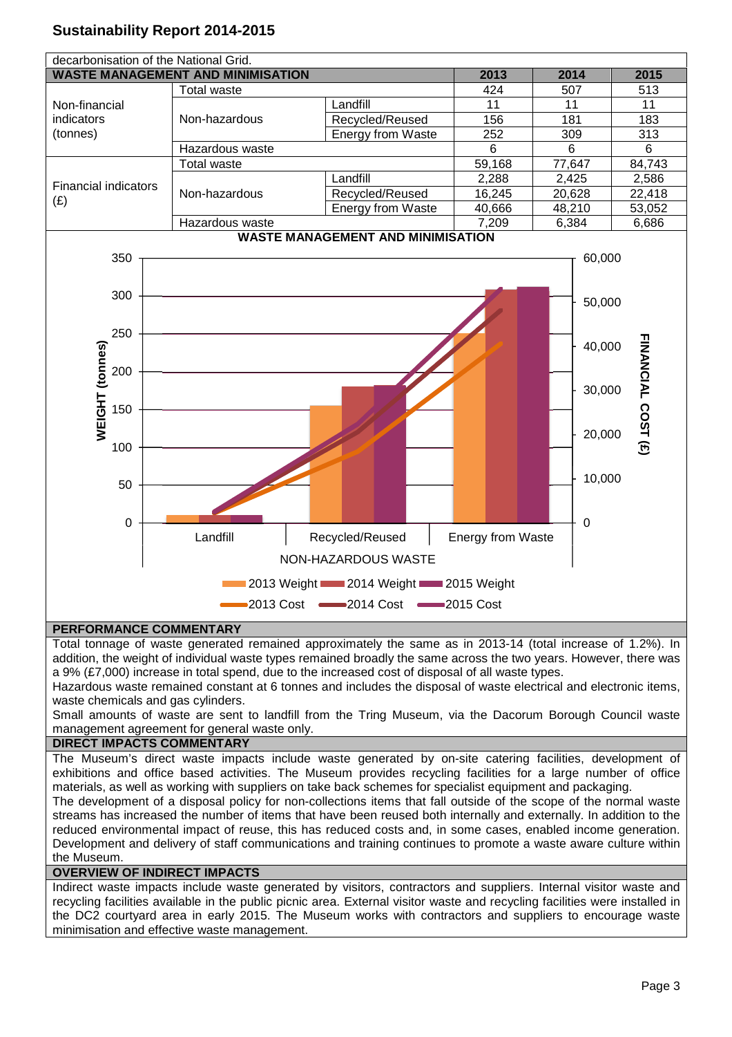decarbonisation of the National Grid.

| WASTE MANAGEMENT AND MINIMISATION | | | 2013 | 2014 | 2015 |
|---|---|---|---|---|---|
| Non-financial indicators (tonnes) | Total waste | | 424 | 507 | 513 |
| | Non-hazardous | Landfill | 11 | 11 | 11 |
| | | Recycled/Reused | 156 | 181 | 183 |
| | | Energy from Waste | 252 | 309 | 313 |
| | Hazardous waste | | 6 | 6 | 6 |
| Financial indicators (£) | Total waste | | 59,168 | 77,647 | 84,743 |
| | Non-hazardous | Landfill | 2,288 | 2,425 | 2,586 |
| | | Recycled/Reused | 16,245 | 20,628 | 22,418 |
| | | Energy from Waste | 40,666 | 48,210 | 53,052 |
| | Hazardous waste | | 7,209 | 6,384 | 6,686 |

**WASTE MANAGEMENT AND MINIMISATION**

### PERFORMANCE COMMENTARY

Total tonnage of waste generated remained approximately the same as in 2013-14 (total increase of 1.2%). In addition, the weight of individual waste types remained broadly the same across the two years. However, there was a 9% (£7,000) increase in total spend, due to the increased cost of disposal of all waste types.

Hazardous waste remained constant at 6 tonnes and includes the disposal of waste electrical and electronic items, waste chemicals and gas cylinders.

Small amounts of waste are sent to landfill from the Tring Museum, via the Dacorum Borough Council waste management agreement for general waste only.

### DIRECT IMPACTS COMMENTARY

The Museum's direct waste impacts include waste generated by on-site catering facilities, development of exhibitions and office based activities. The Museum provides recycling facilities for a large number of office materials, as well as working with suppliers on take back schemes for specialist equipment and packaging.

The development of a disposal policy for non-collections items that fall outside of the scope of the normal waste streams has increased the number of items that have been reused both internally and externally. In addition to the reduced environmental impact of reuse, this has reduced costs and, in some cases, enabled income generation. Development and delivery of staff communications and training continues to promote a waste aware culture within the Museum.

### OVERVIEW OF INDIRECT IMPACTS

Indirect waste impacts include waste generated by visitors, contractors and suppliers. Internal visitor waste and recycling facilities available in the public picnic area. External visitor waste and recycling facilities were installed in the DC2 courtyard area in early 2015. The Museum works with contractors and suppliers to encourage waste minimisation and effective waste management.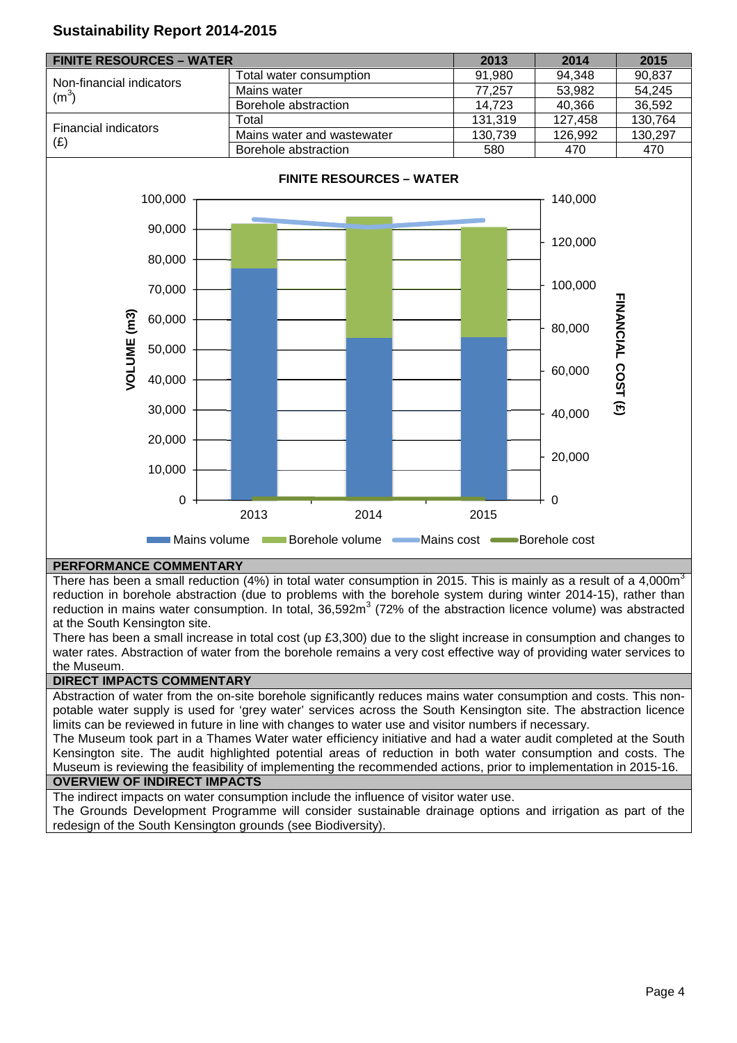# Sustainability Report 2014-2015

| FINITE RESOURCES – WATER | | 2013 | 2014 | 2015 |
|---|---|---|---|---|
| Non-financial indicators ($m^3$) | Total water consumption | 91,980 | 94,348 | 90,837 |
| | Mains water | 77,257 | 53,982 | 54,245 |
| | Borehole abstraction | 14,723 | 40,366 | 36,592 |
| Financial indicators (£) | Total | 131,319 | 127,458 | 130,764 |
| | Mains water and wastewater | 130,739 | 126,992 | 130,297 |
| | Borehole abstraction | 580 | 470 | 470 |

**FINITE RESOURCES – WATER**

VOLUME (m3) / FINANCIAL COST (£)

Mains volume · Borehole volume · Mains cost · Borehole cost

## PERFORMANCE COMMENTARY

There has been a small reduction (4%) in total water consumption in 2015. This is mainly as a result of a 4,000$m^3$ reduction in borehole abstraction (due to problems with the borehole system during winter 2014-15), rather than reduction in mains water consumption. In total, 36,592$m^3$ (72% of the abstraction licence volume) was abstracted at the South Kensington site.

There has been a small increase in total cost (up £3,300) due to the slight increase in consumption and changes to water rates. Abstraction of water from the borehole remains a very cost effective way of providing water services to the Museum.

## DIRECT IMPACTS COMMENTARY

Abstraction of water from the on-site borehole significantly reduces mains water consumption and costs. This non-potable water supply is used for 'grey water' services across the South Kensington site. The abstraction licence limits can be reviewed in future in line with changes to water use and visitor numbers if necessary.

The Museum took part in a Thames Water water efficiency initiative and had a water audit completed at the South Kensington site. The audit highlighted potential areas of reduction in both water consumption and costs. The Museum is reviewing the feasibility of implementing the recommended actions, prior to implementation in 2015-16.

## OVERVIEW OF INDIRECT IMPACTS

The indirect impacts on water consumption include the influence of visitor water use.

The Grounds Development Programme will consider sustainable drainage options and irrigation as part of the redesign of the South Kensington grounds (see Biodiversity).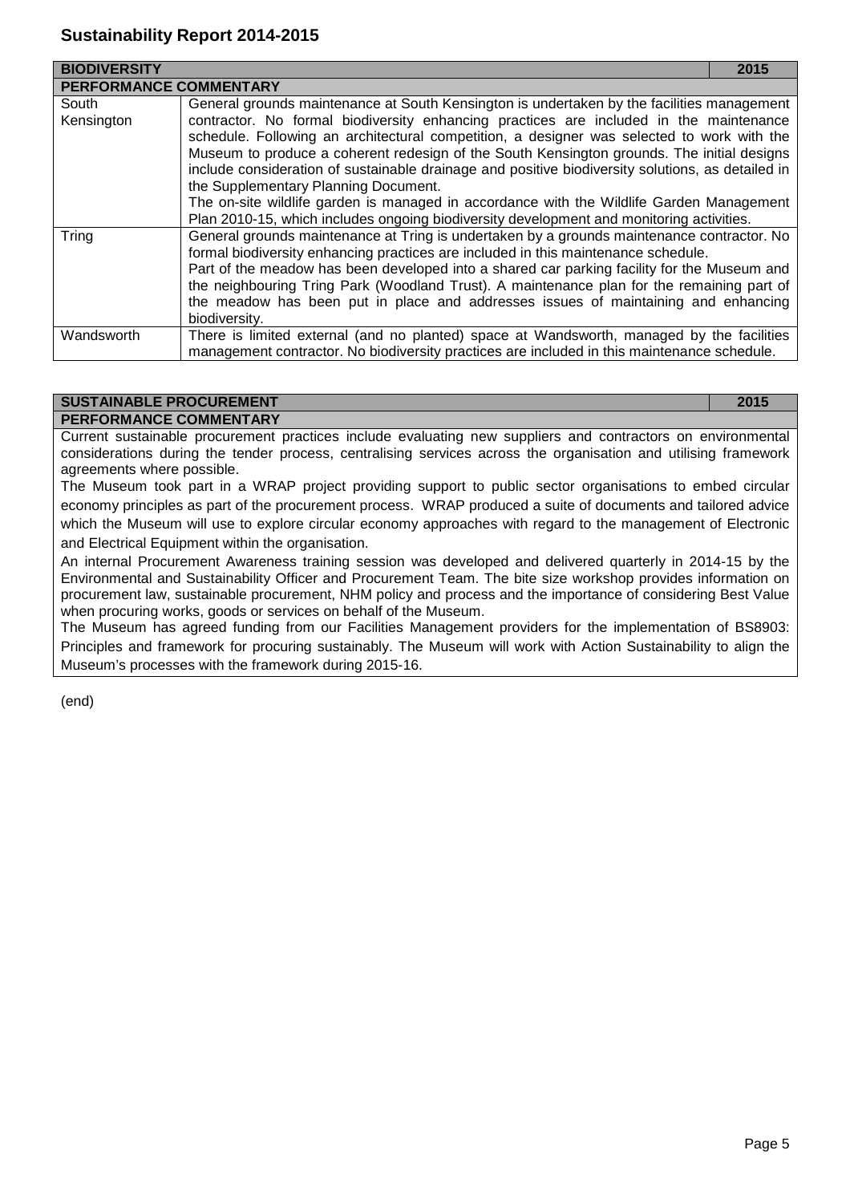## Sustainability Report 2014-2015

| **BIODIVERSITY** | **2015** |
|---|---|
| **PERFORMANCE COMMENTARY** | |
| South Kensington | General grounds maintenance at South Kensington is undertaken by the facilities management contractor. No formal biodiversity enhancing practices are included in the maintenance schedule. Following an architectural competition, a designer was selected to work with the Museum to produce a coherent redesign of the South Kensington grounds. The initial designs include consideration of sustainable drainage and positive biodiversity solutions, as detailed in the Supplementary Planning Document.<br>The on-site wildlife garden is managed in accordance with the Wildlife Garden Management Plan 2010-15, which includes ongoing biodiversity development and monitoring activities. |
| Tring | General grounds maintenance at Tring is undertaken by a grounds maintenance contractor. No formal biodiversity enhancing practices are included in this maintenance schedule.<br>Part of the meadow has been developed into a shared car parking facility for the Museum and the neighbouring Tring Park (Woodland Trust). A maintenance plan for the remaining part of the meadow has been put in place and addresses issues of maintaining and enhancing biodiversity. |
| Wandsworth | There is limited external (and no planted) space at Wandsworth, managed by the facilities management contractor. No biodiversity practices are included in this maintenance schedule. |

| **SUSTAINABLE PROCUREMENT** | **2015** |
|---|---|
| **PERFORMANCE COMMENTARY** | |

Current sustainable procurement practices include evaluating new suppliers and contractors on environmental considerations during the tender process, centralising services across the organisation and utilising framework agreements where possible.

The Museum took part in a WRAP project providing support to public sector organisations to embed circular economy principles as part of the procurement process. WRAP produced a suite of documents and tailored advice which the Museum will use to explore circular economy approaches with regard to the management of Electronic and Electrical Equipment within the organisation.

An internal Procurement Awareness training session was developed and delivered quarterly in 2014-15 by the Environmental and Sustainability Officer and Procurement Team. The bite size workshop provides information on procurement law, sustainable procurement, NHM policy and process and the importance of considering Best Value when procuring works, goods or services on behalf of the Museum.

The Museum has agreed funding from our Facilities Management providers for the implementation of BS8903: Principles and framework for procuring sustainably. The Museum will work with Action Sustainability to align the Museum's processes with the framework during 2015-16.

(end)